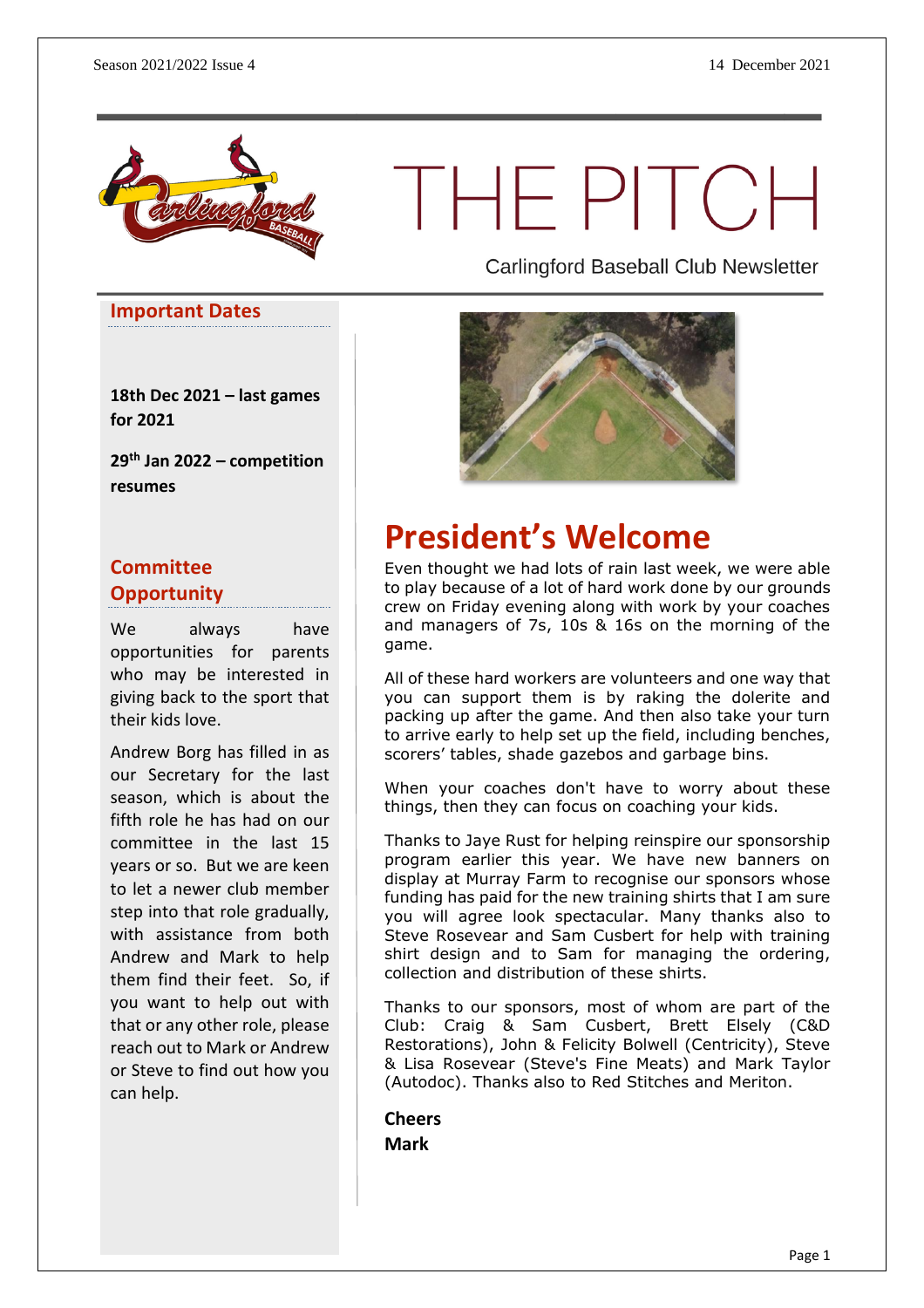Season 2021/2022 Issue 4

14 December 2021

# THE PITCH

Carlingford Baseball Club Newsletter

## Important Dates

**18th Dec 2021 – last games for 2021**

**29th Jan 2022 – competition resumes**

## Committee Opportunity

We always have opportunities for parents who may be interested in giving back to the sport that their kids love.

Andrew Borg has filled in as our Secretary for the last season, which is about the fifth role he has had on our committee in the last 15 years or so. But we are keen to let a newer club member step into that role gradually, with assistance from both Andrew and Mark to help them find their feet. So, if you want to help out with that or any other role, please reach out to Mark or Andrew or Steve to find out how you can help.

# President's Welcome

Even thought we had lots of rain last week, we were able to play because of a lot of hard work done by our grounds crew on Friday evening along with work by your coaches and managers of 7s, 10s & 16s on the morning of the game.

All of these hard workers are volunteers and one way that you can support them is by raking the dolerite and packing up after the game. And then also take your turn to arrive early to help set up the field, including benches, scorers' tables, shade gazebos and garbage bins.

When your coaches don't have to worry about these things, then they can focus on coaching your kids.

Thanks to Jaye Rust for helping reinspire our sponsorship program earlier this year. We have new banners on display at Murray Farm to recognise our sponsors whose funding has paid for the new training shirts that I am sure you will agree look spectacular. Many thanks also to Steve Rosevear and Sam Cusbert for help with training shirt design and to Sam for managing the ordering, collection and distribution of these shirts.

Thanks to our sponsors, most of whom are part of the Club: Craig & Sam Cusbert, Brett Elsely (C&D Restorations), John & Felicity Bolwell (Centricity), Steve & Lisa Rosevear (Steve's Fine Meats) and Mark Taylor (Autodoc). Thanks also to Red Stitches and Meriton.

**Cheers**
**Mark**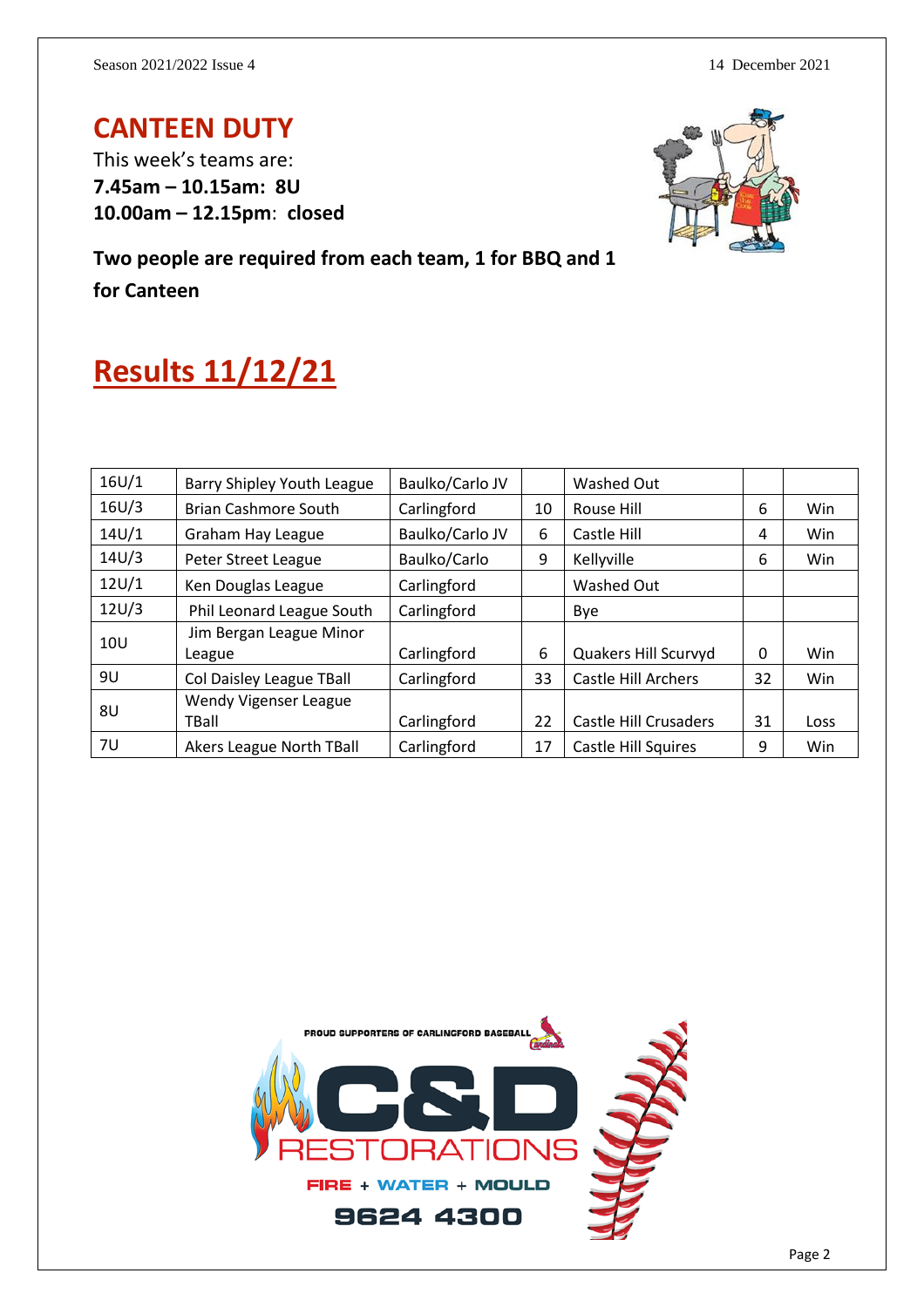## CANTEEN DUTY

This week's teams are:
**7.45am – 10.15am: 8U**
**10.00am – 12.15pm: closed**

**Two people are required from each team, 1 for BBQ and 1 for Canteen**

# Results 11/12/21

| | | | | | | |
|---|---|---|---|---|---|---|
| 16U/1 | Barry Shipley Youth League | Baulko/Carlo JV | | Washed Out | | |
| 16U/3 | Brian Cashmore South | Carlingford | 10 | Rouse Hill | 6 | Win |
| 14U/1 | Graham Hay League | Baulko/Carlo JV | 6 | Castle Hill | 4 | Win |
| 14U/3 | Peter Street League | Baulko/Carlo | 9 | Kellyville | 6 | Win |
| 12U/1 | Ken Douglas League | Carlingford | | Washed Out | | |
| 12U/3 | Phil Leonard League South | Carlingford | | Bye | | |
| 10U | Jim Bergan League Minor League | Carlingford | 6 | Quakers Hill Scurvyd | 0 | Win |
| 9U | Col Daisley League TBall | Carlingford | 33 | Castle Hill Archers | 32 | Win |
| 8U | Wendy Vigenser League TBall | Carlingford | 22 | Castle Hill Crusaders | 31 | Loss |
| 7U | Akers League North TBall | Carlingford | 17 | Castle Hill Squires | 9 | Win |

PROUD SUPPORTERS OF CARLINGFORD BASEBALL

C&D RESTORATIONS

FIRE + WATER + MOULD

9624 4300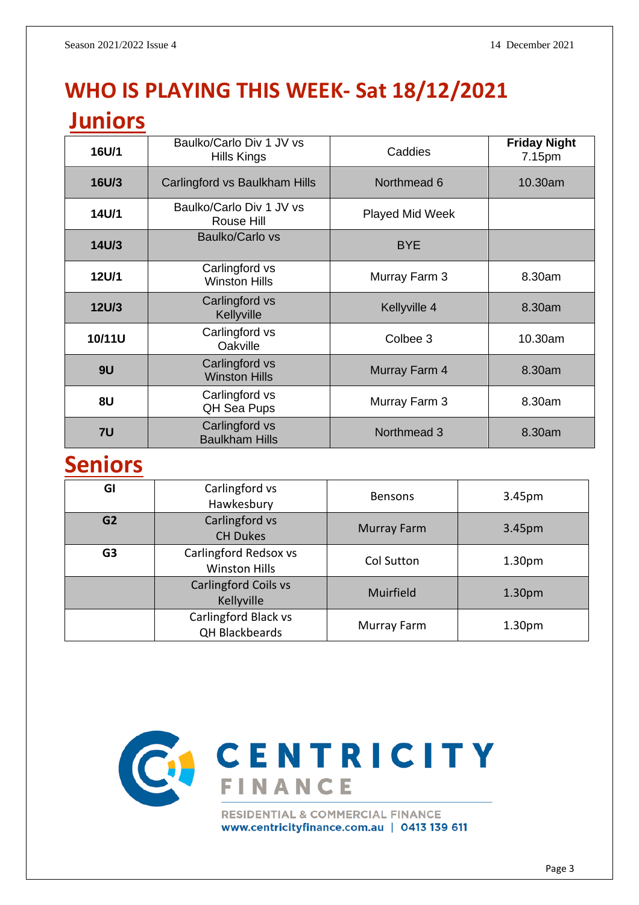# WHO IS PLAYING THIS WEEK- Sat 18/12/2021

## Juniors

| | | | |
|---|---|---|---|
| **16U/1** | Baulko/Carlo Div 1 JV vs Hills Kings | Caddies | **Friday Night** 7.15pm |
| **16U/3** | Carlingford vs Baulkham Hills | Northmead 6 | 10.30am |
| **14U/1** | Baulko/Carlo Div 1 JV vs Rouse Hill | Played Mid Week | |
| **14U/3** | Baulko/Carlo vs | BYE | |
| **12U/1** | Carlingford vs Winston Hills | Murray Farm 3 | 8.30am |
| **12U/3** | Carlingford vs Kellyville | Kellyville 4 | 8.30am |
| **10/11U** | Carlingford vs Oakville | Colbee 3 | 10.30am |
| **9U** | Carlingford vs Winston Hills | Murray Farm 4 | 8.30am |
| **8U** | Carlingford vs QH Sea Pups | Murray Farm 3 | 8.30am |
| **7U** | Carlingford vs Baulkham Hills | Northmead 3 | 8.30am |

## Seniors

| | | | |
|---|---|---|---|
| **GI** | Carlingford vs Hawkesbury | Bensons | 3.45pm |
| **G2** | Carlingford vs CH Dukes | Murray Farm | 3.45pm |
| **G3** | Carlingford Redsox vs Winston Hills | Col Sutton | 1.30pm |
| | Carlingford Coils vs Kellyville | Muirfield | 1.30pm |
| | Carlingford Black vs QH Blackbeards | Murray Farm | 1.30pm |

CENTRICITY FINANCE

RESIDENTIAL & COMMERCIAL FINANCE
www.centricityfinance.com.au | 0413 139 611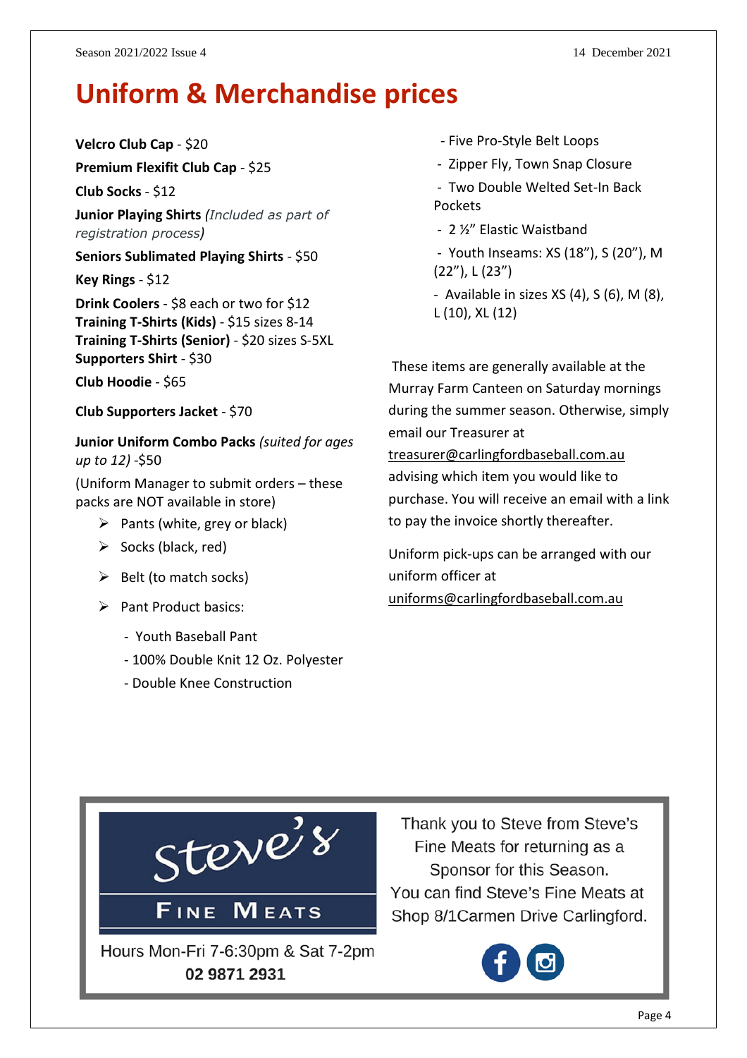# Uniform & Merchandise prices

**Velcro Club Cap** - $20

**Premium Flexifit Club Cap** - $25

**Club Socks** - $12

**Junior Playing Shirts** *(Included as part of registration process)*

**Seniors Sublimated Playing Shirts** - $50

**Key Rings** - $12

**Drink Coolers** - $8 each or two for $12
**Training T-Shirts (Kids)** - $15 sizes 8-14
**Training T-Shirts (Senior)** - $20 sizes S-5XL
**Supporters Shirt** - $30

**Club Hoodie** - $65

**Club Supporters Jacket** - $70

**Junior Uniform Combo Packs** *(suited for ages up to 12)* -$50

(Uniform Manager to submit orders – these packs are NOT available in store)

- Pants (white, grey or black)
- Socks (black, red)
- Belt (to match socks)
- Pant Product basics:
  - Youth Baseball Pant
  - 100% Double Knit 12 Oz. Polyester
  - Double Knee Construction
  - Five Pro-Style Belt Loops
  - Zipper Fly, Town Snap Closure
  - Two Double Welted Set-In Back Pockets
  - 2 ½" Elastic Waistband
  - Youth Inseams: XS (18"), S (20"), M (22"), L (23")
  - Available in sizes XS (4), S (6), M (8), L (10), XL (12)

These items are generally available at the Murray Farm Canteen on Saturday mornings during the summer season. Otherwise, simply email our Treasurer at treasurer@carlingfordbaseball.com.au advising which item you would like to purchase. You will receive an email with a link to pay the invoice shortly thereafter.

Uniform pick-ups can be arranged with our uniform officer at uniforms@carlingfordbaseball.com.au

Steve's Fine Meats

Hours Mon-Fri 7-6:30pm & Sat 7-2pm
**02 9871 2931**

Thank you to Steve from Steve's Fine Meats for returning as a Sponsor for this Season.
You can find Steve's Fine Meats at Shop 8/1Carmen Drive Carlingford.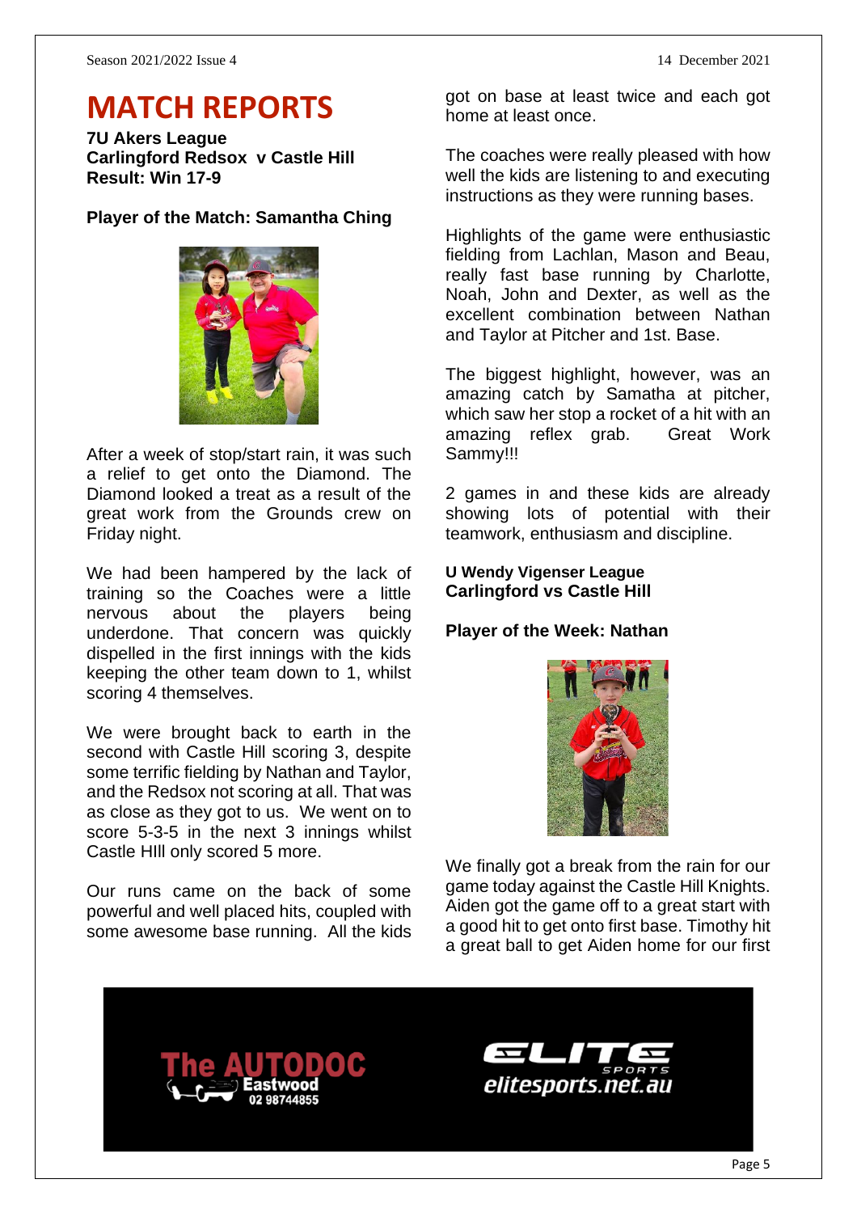# MATCH REPORTS

**7U Akers League**
**Carlingford Redsox v Castle Hill**
**Result: Win 17-9**

**Player of the Match: Samantha Ching**

After a week of stop/start rain, it was such a relief to get onto the Diamond. The Diamond looked a treat as a result of the great work from the Grounds crew on Friday night.

We had been hampered by the lack of training so the Coaches were a little nervous about the players being underdone. That concern was quickly dispelled in the first innings with the kids keeping the other team down to 1, whilst scoring 4 themselves.

We were brought back to earth in the second with Castle Hill scoring 3, despite some terrific fielding by Nathan and Taylor, and the Redsox not scoring at all. That was as close as they got to us. We went on to score 5-3-5 in the next 3 innings whilst Castle HIll only scored 5 more.

Our runs came on the back of some powerful and well placed hits, coupled with some awesome base running. All the kids got on base at least twice and each got home at least once.

The coaches were really pleased with how well the kids are listening to and executing instructions as they were running bases.

Highlights of the game were enthusiastic fielding from Lachlan, Mason and Beau, really fast base running by Charlotte, Noah, John and Dexter, as well as the excellent combination between Nathan and Taylor at Pitcher and 1st. Base.

The biggest highlight, however, was an amazing catch by Samatha at pitcher, which saw her stop a rocket of a hit with an amazing reflex grab. Great Work Sammy!!!

2 games in and these kids are already showing lots of potential with their teamwork, enthusiasm and discipline.

**U Wendy Vigenser League**
**Carlingford vs Castle Hill**

**Player of the Week: Nathan**

We finally got a break from the rain for our game today against the Castle Hill Knights. Aiden got the game off to a great start with a good hit to get onto first base. Timothy hit a great ball to get Aiden home for our first

The AUTODOC Eastwood 02 98744855

ELITE SPORTS elitesports.net.au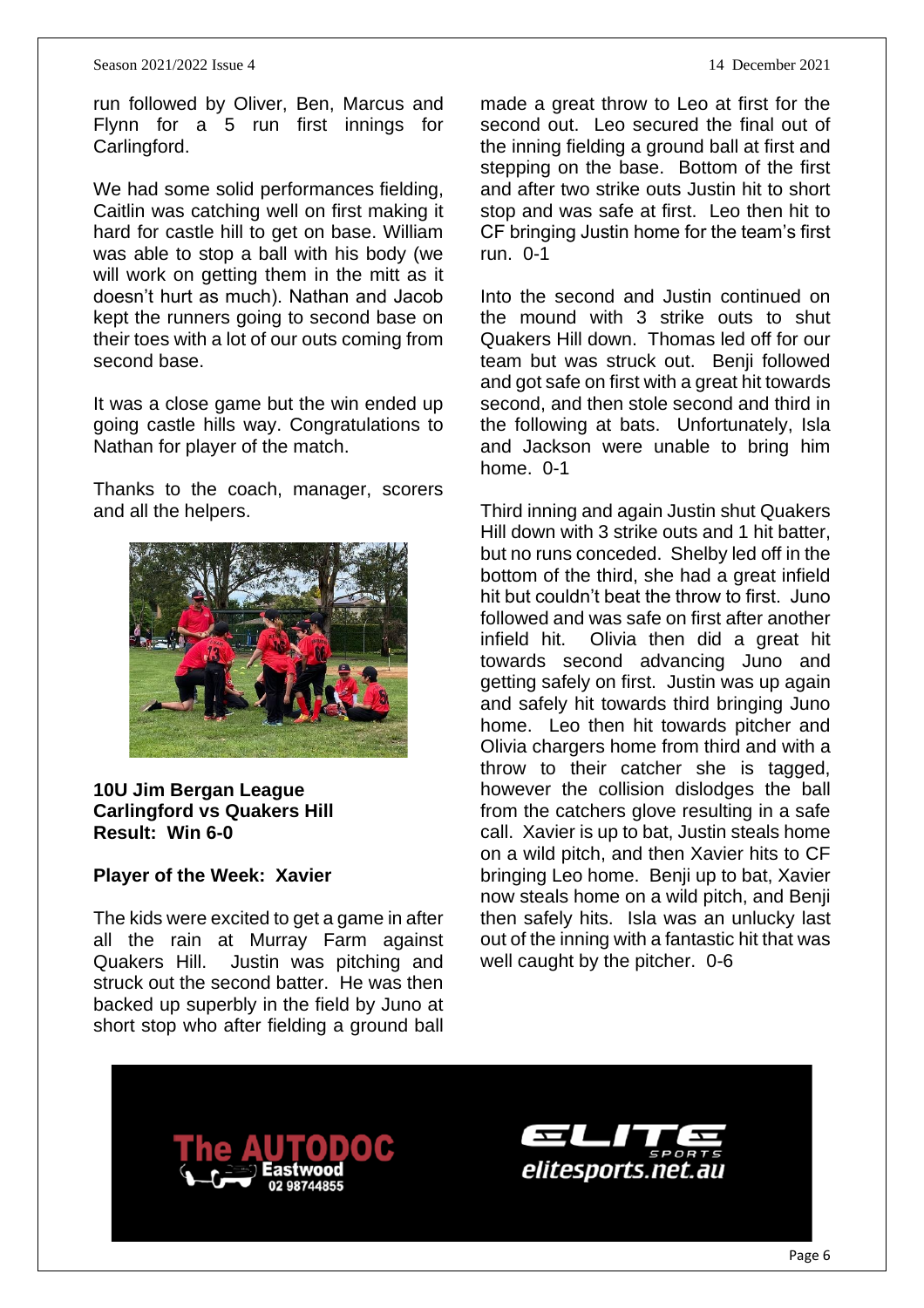run followed by Oliver, Ben, Marcus and Flynn for a 5 run first innings for Carlingford.

We had some solid performances fielding, Caitlin was catching well on first making it hard for castle hill to get on base. William was able to stop a ball with his body (we will work on getting them in the mitt as it doesn't hurt as much). Nathan and Jacob kept the runners going to second base on their toes with a lot of our outs coming from second base.

It was a close game but the win ended up going castle hills way. Congratulations to Nathan for player of the match.

Thanks to the coach, manager, scorers and all the helpers.

**10U Jim Bergan League**
**Carlingford vs Quakers Hill**
**Result: Win 6-0**

**Player of the Week: Xavier**

The kids were excited to get a game in after all the rain at Murray Farm against Quakers Hill. Justin was pitching and struck out the second batter. He was then backed up superbly in the field by Juno at short stop who after fielding a ground ball made a great throw to Leo at first for the second out. Leo secured the final out of the inning fielding a ground ball at first and stepping on the base. Bottom of the first and after two strike outs Justin hit to short stop and was safe at first. Leo then hit to CF bringing Justin home for the team's first run. 0-1

Into the second and Justin continued on the mound with 3 strike outs to shut Quakers Hill down. Thomas led off for our team but was struck out. Benji followed and got safe on first with a great hit towards second, and then stole second and third in the following at bats. Unfortunately, Isla and Jackson were unable to bring him home. 0-1

Third inning and again Justin shut Quakers Hill down with 3 strike outs and 1 hit batter, but no runs conceded. Shelby led off in the bottom of the third, she had a great infield hit but couldn't beat the throw to first. Juno followed and was safe on first after another infield hit. Olivia then did a great hit towards second advancing Juno and getting safely on first. Justin was up again and safely hit towards third bringing Juno home. Leo then hit towards pitcher and Olivia chargers home from third and with a throw to their catcher she is tagged, however the collision dislodges the ball from the catchers glove resulting in a safe call. Xavier is up to bat, Justin steals home on a wild pitch, and then Xavier hits to CF bringing Leo home. Benji up to bat, Xavier now steals home on a wild pitch, and Benji then safely hits. Isla was an unlucky last out of the inning with a fantastic hit that was well caught by the pitcher. 0-6

The AUTODOC Eastwood 02 98744855

ELITE SPORTS elitesports.net.au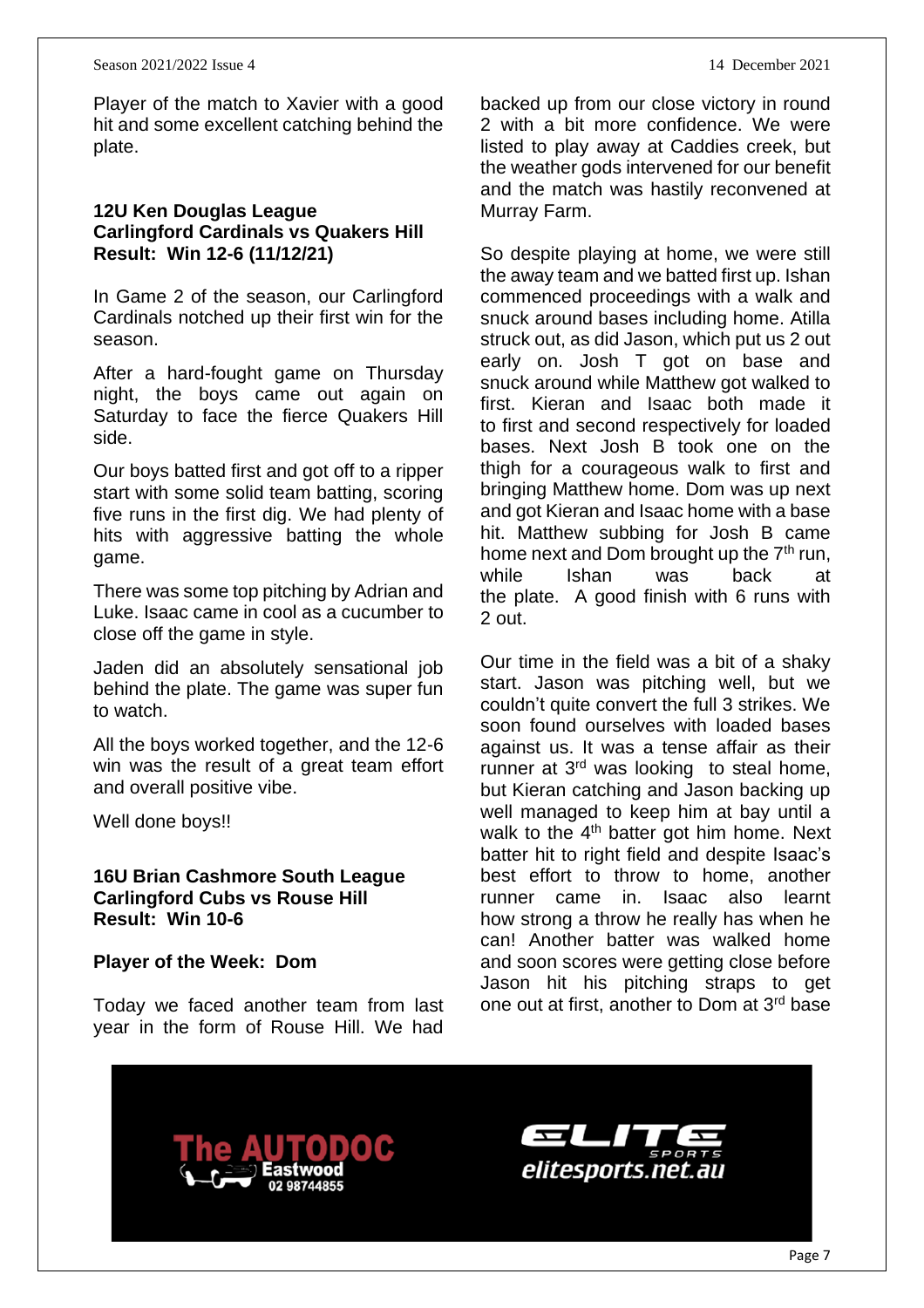Player of the match to Xavier with a good hit and some excellent catching behind the plate.

**12U Ken Douglas League**
**Carlingford Cardinals vs Quakers Hill**
**Result: Win 12-6 (11/12/21)**

In Game 2 of the season, our Carlingford Cardinals notched up their first win for the season.

After a hard-fought game on Thursday night, the boys came out again on Saturday to face the fierce Quakers Hill side.

Our boys batted first and got off to a ripper start with some solid team batting, scoring five runs in the first dig. We had plenty of hits with aggressive batting the whole game.

There was some top pitching by Adrian and Luke. Isaac came in cool as a cucumber to close off the game in style.

Jaden did an absolutely sensational job behind the plate. The game was super fun to watch.

All the boys worked together, and the 12-6 win was the result of a great team effort and overall positive vibe.

Well done boys!!

**16U Brian Cashmore South League**
**Carlingford Cubs vs Rouse Hill**
**Result: Win 10-6**

**Player of the Week: Dom**

Today we faced another team from last year in the form of Rouse Hill. We had backed up from our close victory in round 2 with a bit more confidence. We were listed to play away at Caddies creek, but the weather gods intervened for our benefit and the match was hastily reconvened at Murray Farm.

So despite playing at home, we were still the away team and we batted first up. Ishan commenced proceedings with a walk and snuck around bases including home. Atilla struck out, as did Jason, which put us 2 out early on. Josh T got on base and snuck around while Matthew got walked to first. Kieran and Isaac both made it to first and second respectively for loaded bases. Next Josh B took one on the thigh for a courageous walk to first and bringing Matthew home. Dom was up next and got Kieran and Isaac home with a base hit. Matthew subbing for Josh B came home next and Dom brought up the 7th run, while Ishan was back at the plate. A good finish with 6 runs with 2 out.

Our time in the field was a bit of a shaky start. Jason was pitching well, but we couldn't quite convert the full 3 strikes. We soon found ourselves with loaded bases against us. It was a tense affair as their runner at 3rd was looking to steal home, but Kieran catching and Jason backing up well managed to keep him at bay until a walk to the 4th batter got him home. Next batter hit to right field and despite Isaac's best effort to throw to home, another runner came in. Isaac also learnt how strong a throw he really has when he can! Another batter was walked home and soon scores were getting close before Jason hit his pitching straps to get one out at first, another to Dom at 3rd base

The AUTODOC Eastwood 02 98744855

ELITE SPORTS elitesports.net.au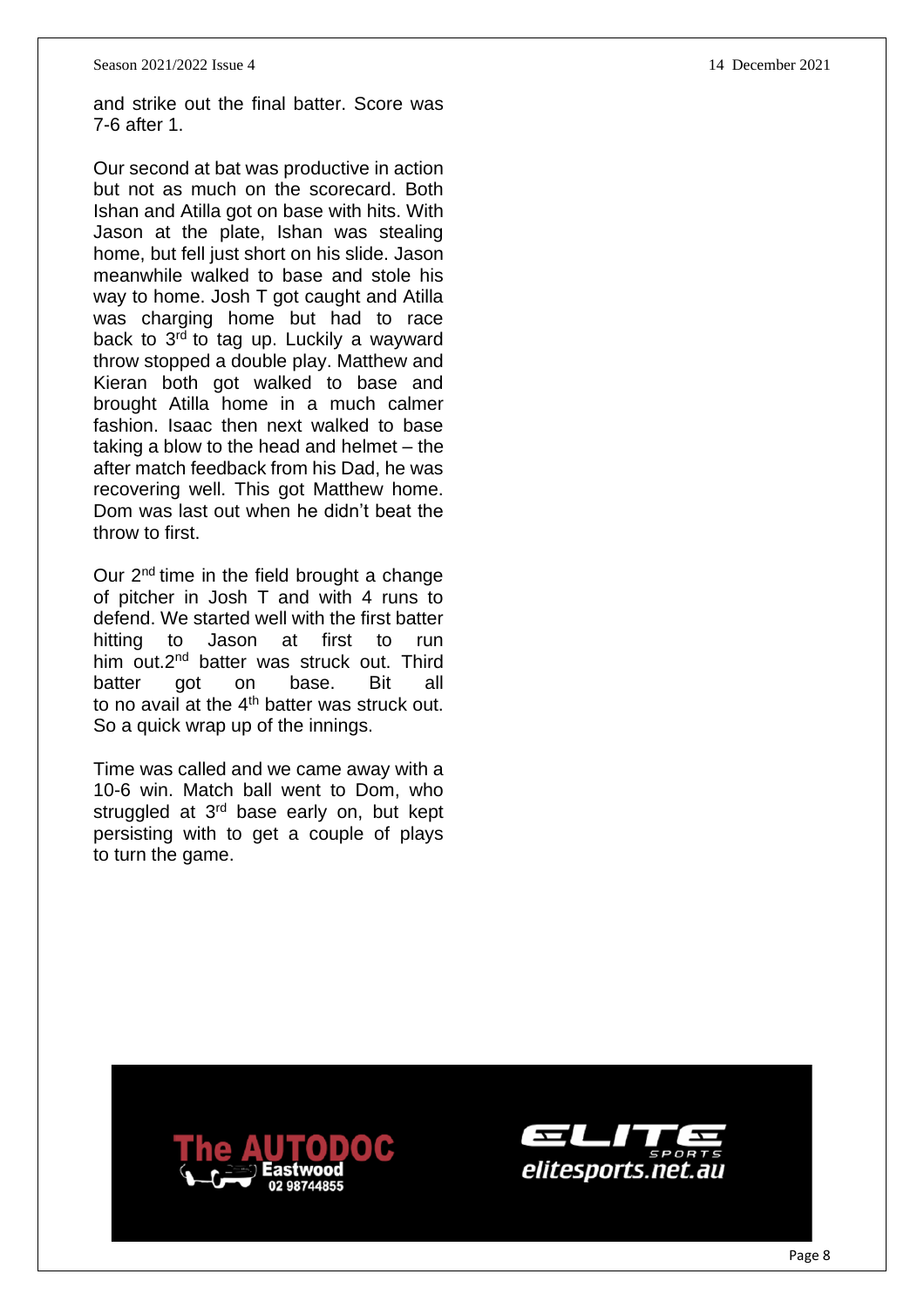and strike out the final batter. Score was 7-6 after 1.

Our second at bat was productive in action but not as much on the scorecard. Both Ishan and Atilla got on base with hits. With Jason at the plate, Ishan was stealing home, but fell just short on his slide. Jason meanwhile walked to base and stole his way to home. Josh T got caught and Atilla was charging home but had to race back to 3rd to tag up. Luckily a wayward throw stopped a double play. Matthew and Kieran both got walked to base and brought Atilla home in a much calmer fashion. Isaac then next walked to base taking a blow to the head and helmet – the after match feedback from his Dad, he was recovering well. This got Matthew home. Dom was last out when he didn't beat the throw to first.

Our 2nd time in the field brought a change of pitcher in Josh T and with 4 runs to defend. We started well with the first batter hitting to Jason at first to run him out. 2nd batter was struck out. Third batter got on base. Bit all to no avail at the 4th batter was struck out. So a quick wrap up of the innings.

Time was called and we came away with a 10-6 win. Match ball went to Dom, who struggled at 3rd base early on, but kept persisting with to get a couple of plays to turn the game.

The AUTODOC Eastwood 02 98744855

ELITE SPORTS elitesports.net.au